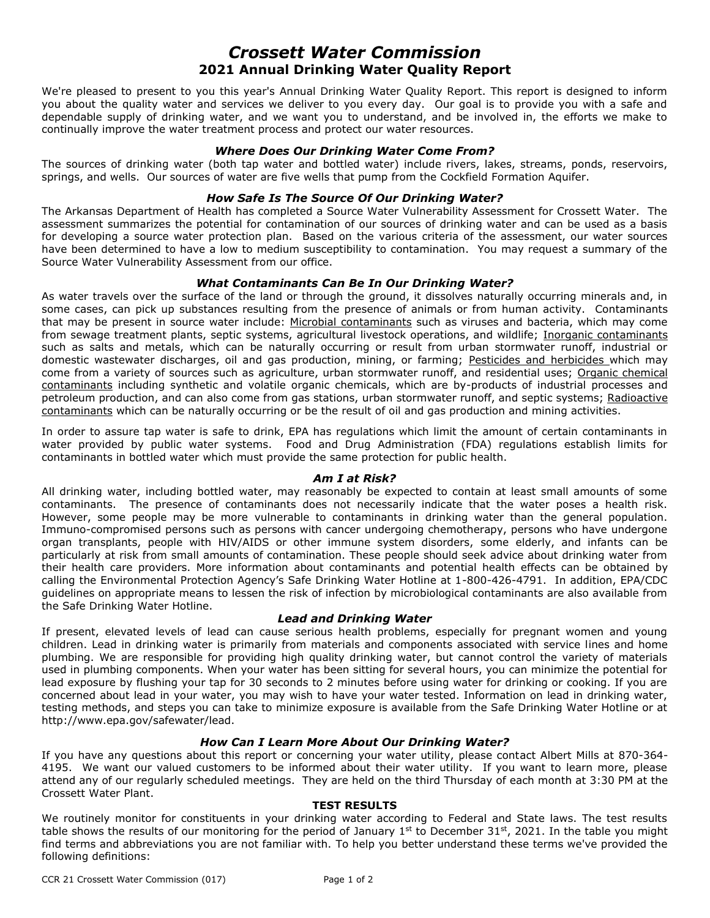# *Crossett Water Commission*
## 2021 Annual Drinking Water Quality Report

We're pleased to present to you this year's Annual Drinking Water Quality Report. This report is designed to inform you about the quality water and services we deliver to you every day. Our goal is to provide you with a safe and dependable supply of drinking water, and we want you to understand, and be involved in, the efforts we make to continually improve the water treatment process and protect our water resources.

### *Where Does Our Drinking Water Come From?*

The sources of drinking water (both tap water and bottled water) include rivers, lakes, streams, ponds, reservoirs, springs, and wells. Our sources of water are five wells that pump from the Cockfield Formation Aquifer.

### *How Safe Is The Source Of Our Drinking Water?*

The Arkansas Department of Health has completed a Source Water Vulnerability Assessment for Crossett Water. The assessment summarizes the potential for contamination of our sources of drinking water and can be used as a basis for developing a source water protection plan. Based on the various criteria of the assessment, our water sources have been determined to have a low to medium susceptibility to contamination. You may request a summary of the Source Water Vulnerability Assessment from our office.

### *What Contaminants Can Be In Our Drinking Water?*

As water travels over the surface of the land or through the ground, it dissolves naturally occurring minerals and, in some cases, can pick up substances resulting from the presence of animals or from human activity. Contaminants that may be present in source water include: <u>Microbial contaminants</u> such as viruses and bacteria, which may come from sewage treatment plants, septic systems, agricultural livestock operations, and wildlife; <u>Inorganic contaminants</u> such as salts and metals, which can be naturally occurring or result from urban stormwater runoff, industrial or domestic wastewater discharges, oil and gas production, mining, or farming; <u>Pesticides and herbicides</u> which may come from a variety of sources such as agriculture, urban stormwater runoff, and residential uses; <u>Organic chemical contaminants</u> including synthetic and volatile organic chemicals, which are by-products of industrial processes and petroleum production, and can also come from gas stations, urban stormwater runoff, and septic systems; <u>Radioactive contaminants</u> which can be naturally occurring or be the result of oil and gas production and mining activities.

In order to assure tap water is safe to drink, EPA has regulations which limit the amount of certain contaminants in water provided by public water systems. Food and Drug Administration (FDA) regulations establish limits for contaminants in bottled water which must provide the same protection for public health.

### *Am I at Risk?*

All drinking water, including bottled water, may reasonably be expected to contain at least small amounts of some contaminants. The presence of contaminants does not necessarily indicate that the water poses a health risk. However, some people may be more vulnerable to contaminants in drinking water than the general population. Immuno-compromised persons such as persons with cancer undergoing chemotherapy, persons who have undergone organ transplants, people with HIV/AIDS or other immune system disorders, some elderly, and infants can be particularly at risk from small amounts of contamination. These people should seek advice about drinking water from their health care providers. More information about contaminants and potential health effects can be obtained by calling the Environmental Protection Agency's Safe Drinking Water Hotline at 1-800-426-4791. In addition, EPA/CDC guidelines on appropriate means to lessen the risk of infection by microbiological contaminants are also available from the Safe Drinking Water Hotline.

### *Lead and Drinking Water*

If present, elevated levels of lead can cause serious health problems, especially for pregnant women and young children. Lead in drinking water is primarily from materials and components associated with service lines and home plumbing. We are responsible for providing high quality drinking water, but cannot control the variety of materials used in plumbing components. When your water has been sitting for several hours, you can minimize the potential for lead exposure by flushing your tap for 30 seconds to 2 minutes before using water for drinking or cooking. If you are concerned about lead in your water, you may wish to have your water tested. Information on lead in drinking water, testing methods, and steps you can take to minimize exposure is available from the Safe Drinking Water Hotline or at http://www.epa.gov/safewater/lead.

### *How Can I Learn More About Our Drinking Water?*

If you have any questions about this report or concerning your water utility, please contact Albert Mills at 870-364-4195. We want our valued customers to be informed about their water utility. If you want to learn more, please attend any of our regularly scheduled meetings. They are held on the third Thursday of each month at 3:30 PM at the Crossett Water Plant.

### TEST RESULTS

We routinely monitor for constituents in your drinking water according to Federal and State laws. The test results table shows the results of our monitoring for the period of January 1st to December 31st, 2021. In the table you might find terms and abbreviations you are not familiar with. To help you better understand these terms we've provided the following definitions: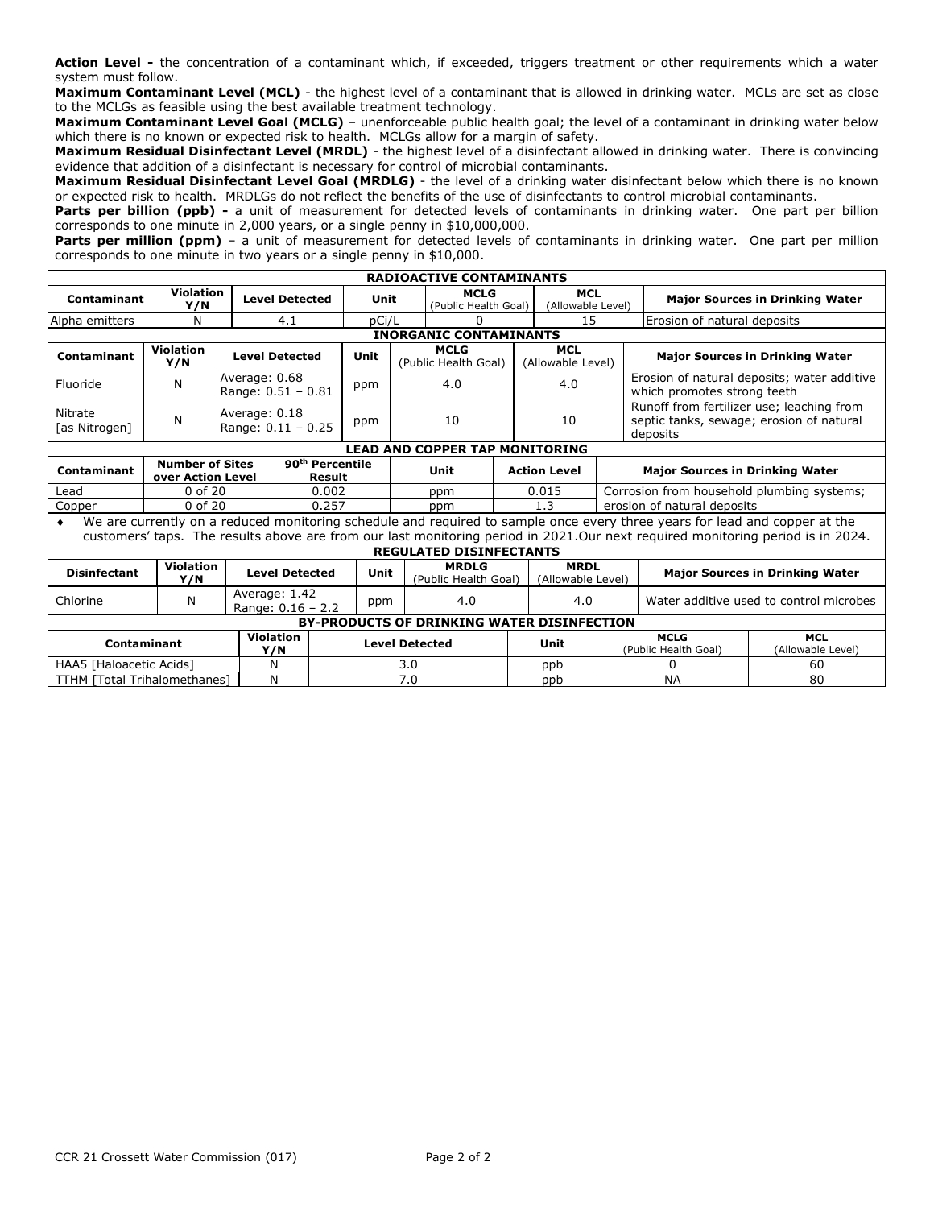**Action Level -** the concentration of a contaminant which, if exceeded, triggers treatment or other requirements which a water system must follow.

**Maximum Contaminant Level (MCL)** - the highest level of a contaminant that is allowed in drinking water. MCLs are set as close to the MCLGs as feasible using the best available treatment technology.

**Maximum Contaminant Level Goal (MCLG)** – unenforceable public health goal; the level of a contaminant in drinking water below which there is no known or expected risk to health. MCLGs allow for a margin of safety.

**Maximum Residual Disinfectant Level (MRDL)** - the highest level of a disinfectant allowed in drinking water. There is convincing evidence that addition of a disinfectant is necessary for control of microbial contaminants.

**Maximum Residual Disinfectant Level Goal (MRDLG)** - the level of a drinking water disinfectant below which there is no known or expected risk to health. MRDLGs do not reflect the benefits of the use of disinfectants to control microbial contaminants.

**Parts per billion (ppb) -** a unit of measurement for detected levels of contaminants in drinking water. One part per billion corresponds to one minute in 2,000 years, or a single penny in $10,000,000.

**Parts per million (ppm)** – a unit of measurement for detected levels of contaminants in drinking water. One part per million corresponds to one minute in two years or a single penny in $10,000.

**RADIOACTIVE CONTAMINANTS**

| Contaminant | Violation Y/N | Level Detected | Unit | MCLG (Public Health Goal) | MCL (Allowable Level) | Major Sources in Drinking Water |
|---|---|---|---|---|---|---|
| Alpha emitters | N | 4.1 | pCi/L | 0 | 15 | Erosion of natural deposits |

**INORGANIC CONTAMINANTS**

| Contaminant | Violation Y/N | Level Detected | Unit | MCLG (Public Health Goal) | MCL (Allowable Level) | Major Sources in Drinking Water |
|---|---|---|---|---|---|---|
| Fluoride | N | Average: 0.68<br>Range: 0.51 – 0.81 | ppm | 4.0 | 4.0 | Erosion of natural deposits; water additive which promotes strong teeth |
| Nitrate [as Nitrogen] | N | Average: 0.18<br>Range: 0.11 – 0.25 | ppm | 10 | 10 | Runoff from fertilizer use; leaching from septic tanks, sewage; erosion of natural deposits |

**LEAD AND COPPER TAP MONITORING**

| Contaminant | Number of Sites over Action Level | 90th Percentile Result | Unit | Action Level | Major Sources in Drinking Water |
|---|---|---|---|---|---|
| Lead | 0 of 20 | 0.002 | ppm | 0.015 | Corrosion from household plumbing systems; erosion of natural deposits |
| Copper | 0 of 20 | 0.257 | ppm | 1.3 | |

- We are currently on a reduced monitoring schedule and required to sample once every three years for lead and copper at the customers' taps. The results above are from our last monitoring period in 2021.Our next required monitoring period is in 2024.

**REGULATED DISINFECTANTS**

| Disinfectant | Violation Y/N | Level Detected | Unit | MRDLG (Public Health Goal) | MRDL (Allowable Level) | Major Sources in Drinking Water |
|---|---|---|---|---|---|---|
| Chlorine | N | Average: 1.42<br>Range: 0.16 – 2.2 | ppm | 4.0 | 4.0 | Water additive used to control microbes |

**BY-PRODUCTS OF DRINKING WATER DISINFECTION**

| Contaminant | Violation Y/N | Level Detected | Unit | MCLG (Public Health Goal) | MCL (Allowable Level) |
|---|---|---|---|---|---|
| HAA5 [Haloacetic Acids] | N | 3.0 | ppb | 0 | 60 |
| TTHM [Total Trihalomethanes] | N | 7.0 | ppb | NA | 80 |